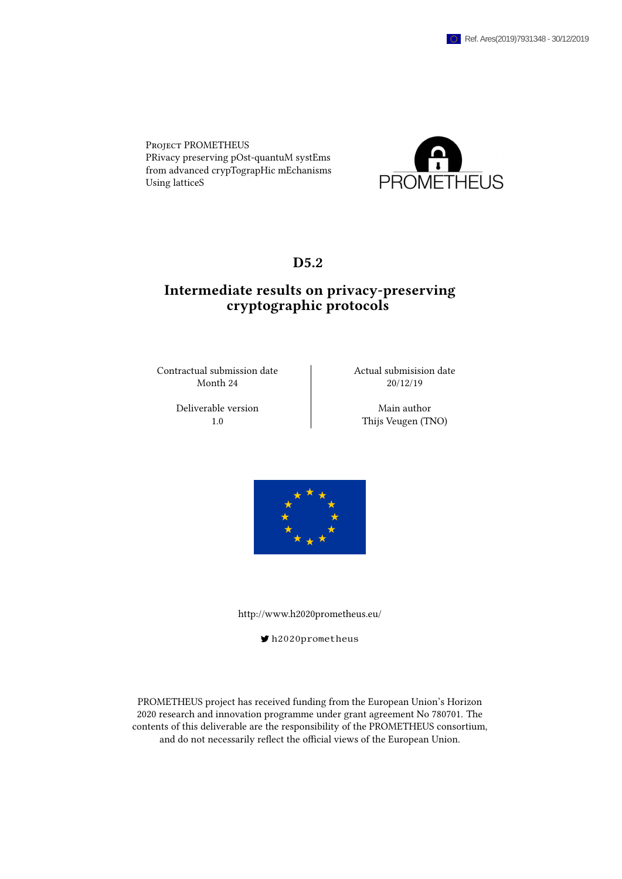Ref. Ares(2019)7931348 - 30/12/2019

Project PROMETHEUS
PRivacy preserving pOst-quantuM systEms
from advanced crypTograpHic mEchanisms
Using latticeS

# D5.2

## Intermediate results on privacy-preserving cryptographic protocols

| Contractual submission date | Actual submisision date |
| --- | --- |
| Month 24 | 20/12/19 |
| Deliverable version | Main author |
| 1.0 | Thijs Veugen (TNO) |

http://www.h2020prometheus.eu/

h2020prometheus

PROMETHEUS project has received funding from the European Union's Horizon 2020 research and innovation programme under grant agreement No 780701. The contents of this deliverable are the responsibility of the PROMETHEUS consortium, and do not necessarily reflect the official views of the European Union.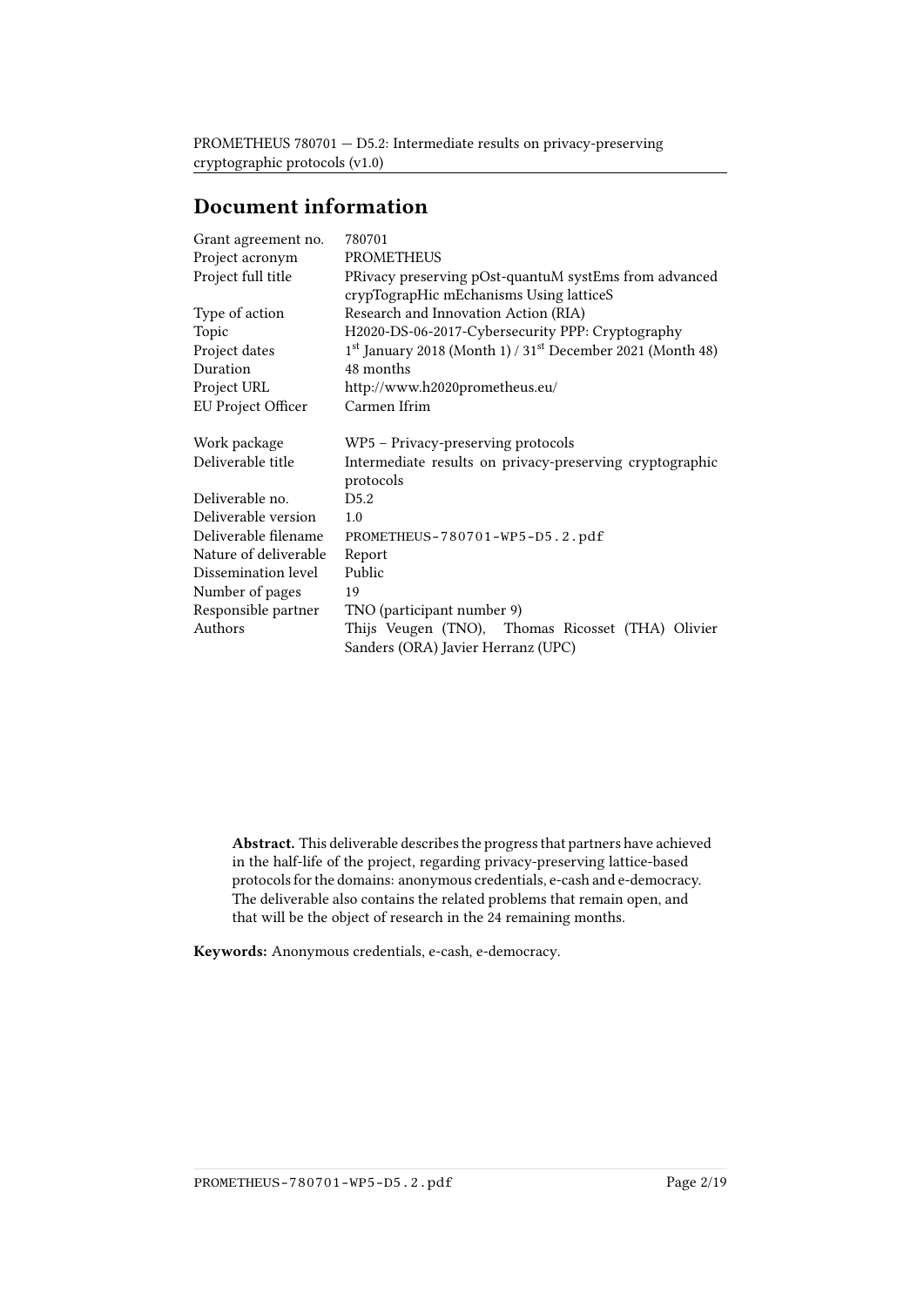# Document information

| | |
|---|---|
| Grant agreement no. | 780701 |
| Project acronym | PROMETHEUS |
| Project full title | PRivacy preserving pOst-quantuM systEms from advanced crypTograpHic mEchanisms Using latticeS |
| Type of action | Research and Innovation Action (RIA) |
| Topic | H2020-DS-06-2017-Cybersecurity PPP: Cryptography |
| Project dates | 1st January 2018 (Month 1) / 31st December 2021 (Month 48) |
| Duration | 48 months |
| Project URL | http://www.h2020prometheus.eu/ |
| EU Project Officer | Carmen Ifrim |
| | |
| Work package | WP5 – Privacy-preserving protocols |
| Deliverable title | Intermediate results on privacy-preserving cryptographic protocols |
| Deliverable no. | D5.2 |
| Deliverable version | 1.0 |
| Deliverable filename | PROMETHEUS-780701-WP5-D5.2.pdf |
| Nature of deliverable | Report |
| Dissemination level | Public |
| Number of pages | 19 |
| Responsible partner | TNO (participant number 9) |
| Authors | Thijs Veugen (TNO), Thomas Ricosset (THA) Olivier Sanders (ORA) Javier Herranz (UPC) |

**Abstract.** This deliverable describes the progress that partners have achieved in the half-life of the project, regarding privacy-preserving lattice-based protocols for the domains: anonymous credentials, e-cash and e-democracy. The deliverable also contains the related problems that remain open, and that will be the object of research in the 24 remaining months.

**Keywords:** Anonymous credentials, e-cash, e-democracy.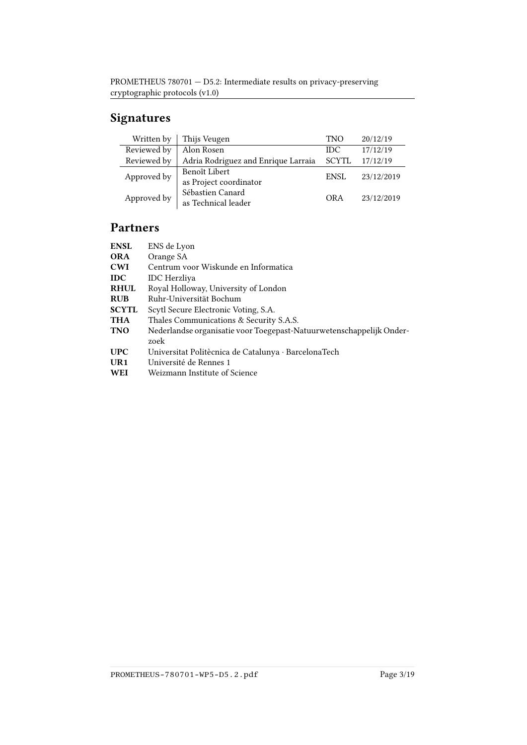## Signatures

| | | | |
|---|---|---|---|
| Written by | Thijs Veugen | TNO | 20/12/19 |
| Reviewed by | Alon Rosen | IDC | 17/12/19 |
| Reviewed by | Adria Rodriguez and Enrique Larraia | SCYTL | 17/12/19 |
| Approved by | Benoît Libert as Project coordinator | ENSL | 23/12/2019 |
| Approved by | Sébastien Canard as Technical leader | ORA | 23/12/2019 |

## Partners

**ENSL** ENS de Lyon
**ORA** Orange SA
**CWI** Centrum voor Wiskunde en Informatica
**IDC** IDC Herzliya
**RHUL** Royal Holloway, University of London
**RUB** Ruhr-Universität Bochum
**SCYTL** Scytl Secure Electronic Voting, S.A.
**THA** Thales Communications & Security S.A.S.
**TNO** Nederlandse organisatie voor Toegepast-Natuurwetenschappelijk Onderzoek
**UPC** Universitat Politècnica de Catalunya · BarcelonaTech
**UR1** Université de Rennes 1
**WEI** Weizmann Institute of Science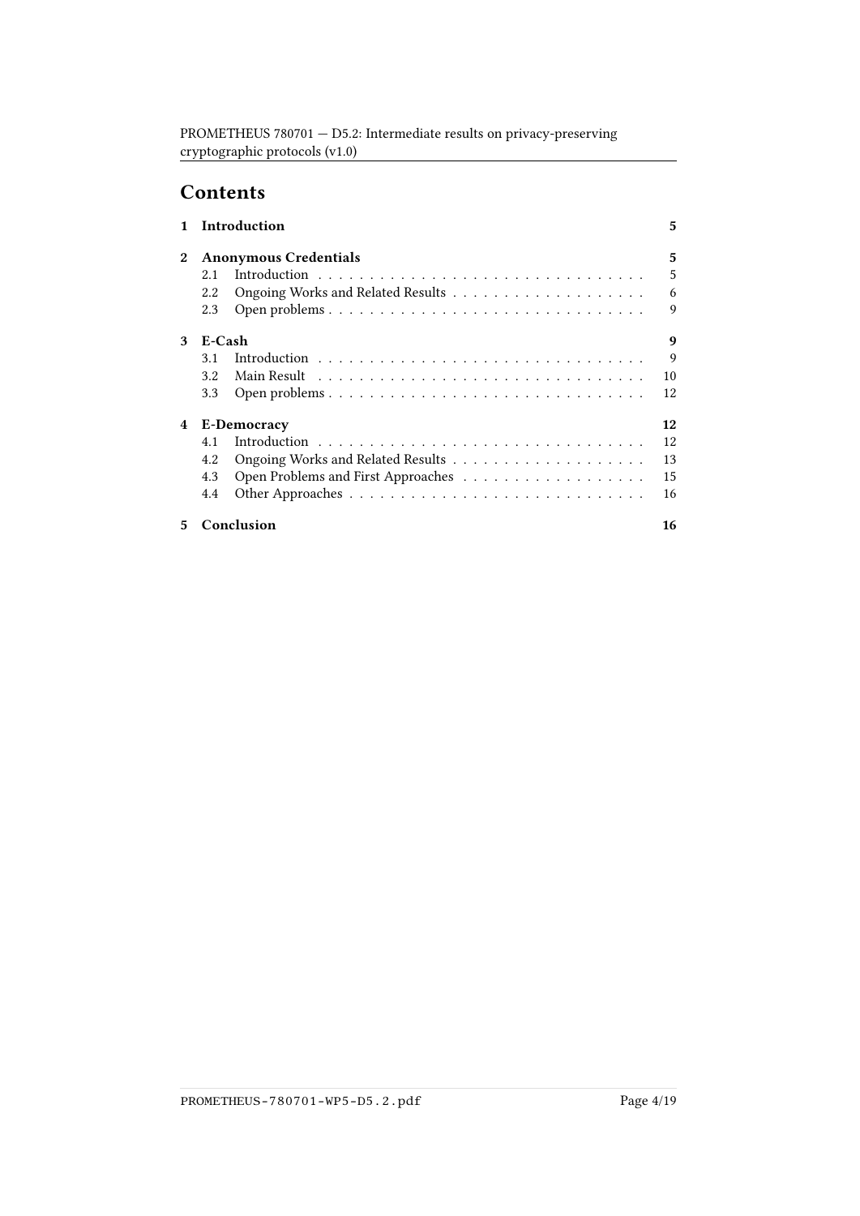# Contents

| | | |
|---|---|---|
| **1** | **Introduction** | **5** |
| **2** | **Anonymous Credentials** | **5** |
| 2.1 | Introduction | 5 |
| 2.2 | Ongoing Works and Related Results | 6 |
| 2.3 | Open problems | 9 |
| **3** | **E-Cash** | **9** |
| 3.1 | Introduction | 9 |
| 3.2 | Main Result | 10 |
| 3.3 | Open problems | 12 |
| **4** | **E-Democracy** | **12** |
| 4.1 | Introduction | 12 |
| 4.2 | Ongoing Works and Related Results | 13 |
| 4.3 | Open Problems and First Approaches | 15 |
| 4.4 | Other Approaches | 16 |
| **5** | **Conclusion** | **16** |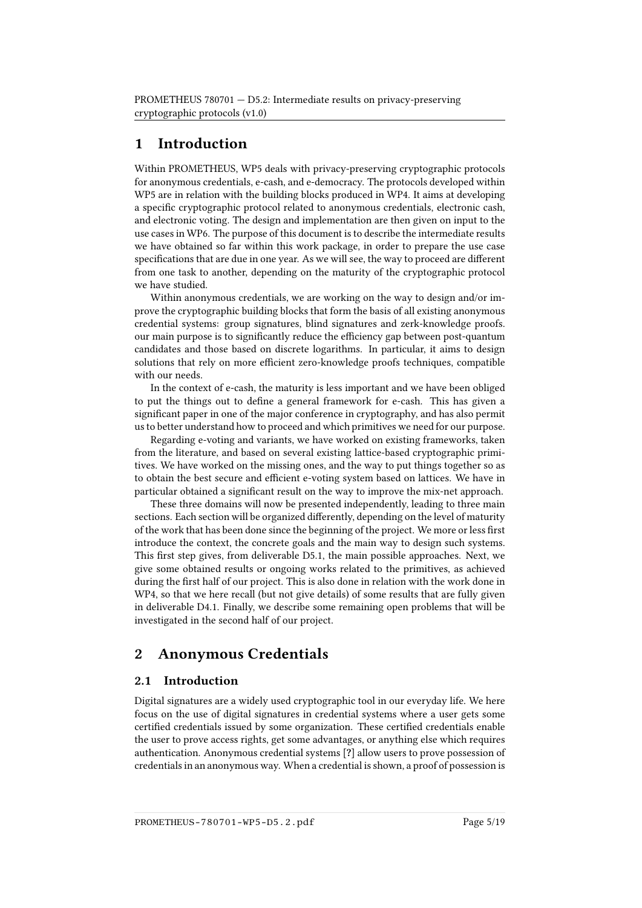# 1 Introduction

Within PROMETHEUS, WP5 deals with privacy-preserving cryptographic protocols for anonymous credentials, e-cash, and e-democracy. The protocols developed within WP5 are in relation with the building blocks produced in WP4. It aims at developing a specific cryptographic protocol related to anonymous credentials, electronic cash, and electronic voting. The design and implementation are then given on input to the use cases in WP6. The purpose of this document is to describe the intermediate results we have obtained so far within this work package, in order to prepare the use case specifications that are due in one year. As we will see, the way to proceed are different from one task to another, depending on the maturity of the cryptographic protocol we have studied.

Within anonymous credentials, we are working on the way to design and/or improve the cryptographic building blocks that form the basis of all existing anonymous credential systems: group signatures, blind signatures and zerk-knowledge proofs. our main purpose is to significantly reduce the efficiency gap between post-quantum candidates and those based on discrete logarithms. In particular, it aims to design solutions that rely on more efficient zero-knowledge proofs techniques, compatible with our needs.

In the context of e-cash, the maturity is less important and we have been obliged to put the things out to define a general framework for e-cash. This has given a significant paper in one of the major conference in cryptography, and has also permit us to better understand how to proceed and which primitives we need for our purpose.

Regarding e-voting and variants, we have worked on existing frameworks, taken from the literature, and based on several existing lattice-based cryptographic primitives. We have worked on the missing ones, and the way to put things together so as to obtain the best secure and efficient e-voting system based on lattices. We have in particular obtained a significant result on the way to improve the mix-net approach.

These three domains will now be presented independently, leading to three main sections. Each section will be organized differently, depending on the level of maturity of the work that has been done since the beginning of the project. We more or less first introduce the context, the concrete goals and the main way to design such systems. This first step gives, from deliverable D5.1, the main possible approaches. Next, we give some obtained results or ongoing works related to the primitives, as achieved during the first half of our project. This is also done in relation with the work done in WP4, so that we here recall (but not give details) of some results that are fully given in deliverable D4.1. Finally, we describe some remaining open problems that will be investigated in the second half of our project.

# 2 Anonymous Credentials

## 2.1 Introduction

Digital signatures are a widely used cryptographic tool in our everyday life. We here focus on the use of digital signatures in credential systems where a user gets some certified credentials issued by some organization. These certified credentials enable the user to prove access rights, get some advantages, or anything else which requires authentication. Anonymous credential systems [?] allow users to prove possession of credentials in an anonymous way. When a credential is shown, a proof of possession is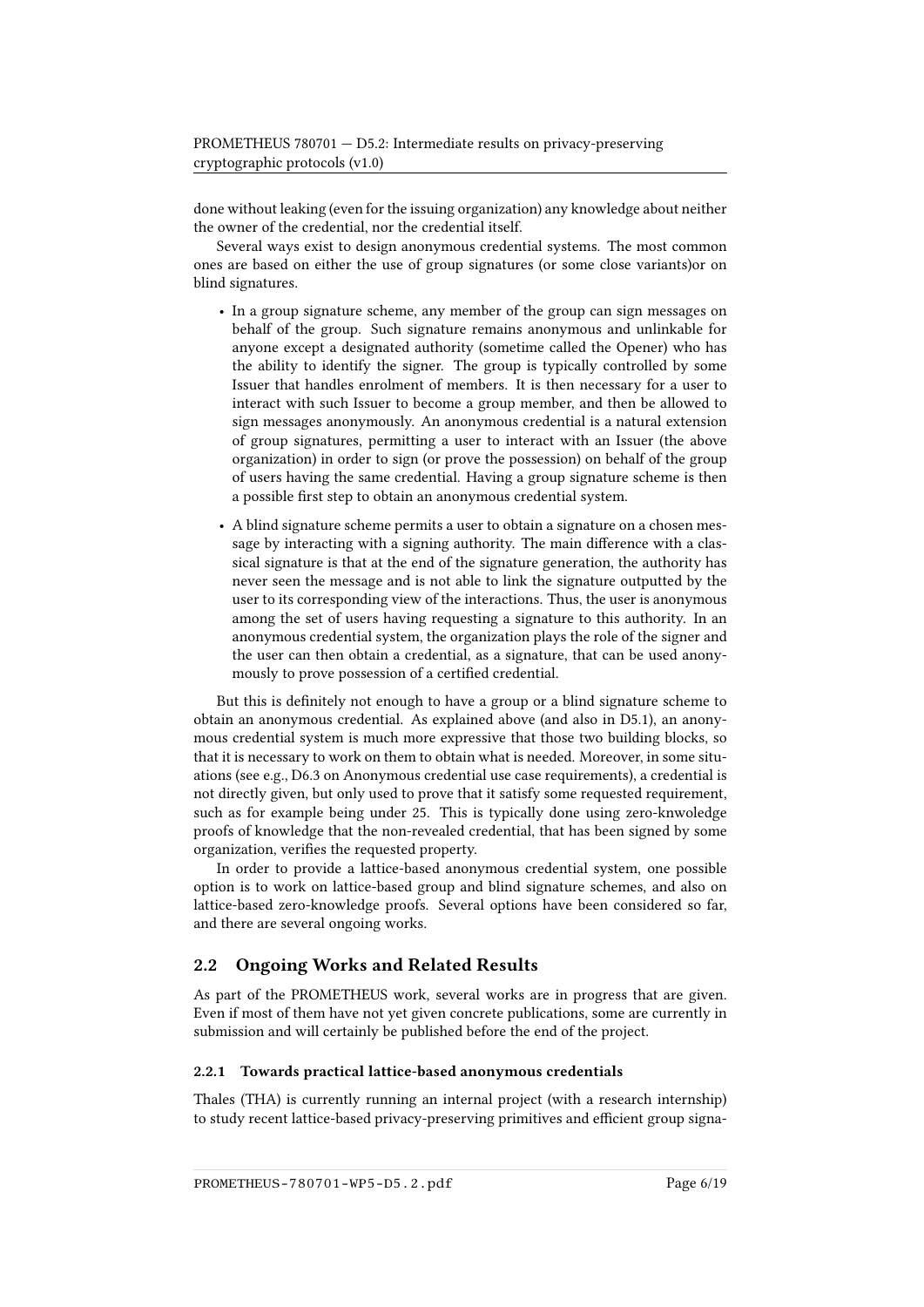done without leaking (even for the issuing organization) any knowledge about neither the owner of the credential, nor the credential itself.

Several ways exist to design anonymous credential systems. The most common ones are based on either the use of group signatures (or some close variants)or on blind signatures.

- In a group signature scheme, any member of the group can sign messages on behalf of the group. Such signature remains anonymous and unlinkable for anyone except a designated authority (sometime called the Opener) who has the ability to identify the signer. The group is typically controlled by some Issuer that handles enrolment of members. It is then necessary for a user to interact with such Issuer to become a group member, and then be allowed to sign messages anonymously. An anonymous credential is a natural extension of group signatures, permitting a user to interact with an Issuer (the above organization) in order to sign (or prove the possession) on behalf of the group of users having the same credential. Having a group signature scheme is then a possible first step to obtain an anonymous credential system.
- A blind signature scheme permits a user to obtain a signature on a chosen message by interacting with a signing authority. The main difference with a classical signature is that at the end of the signature generation, the authority has never seen the message and is not able to link the signature outputted by the user to its corresponding view of the interactions. Thus, the user is anonymous among the set of users having requesting a signature to this authority. In an anonymous credential system, the organization plays the role of the signer and the user can then obtain a credential, as a signature, that can be used anonymously to prove possession of a certified credential.

But this is definitely not enough to have a group or a blind signature scheme to obtain an anonymous credential. As explained above (and also in D5.1), an anonymous credential system is much more expressive that those two building blocks, so that it is necessary to work on them to obtain what is needed. Moreover, in some situations (see e.g., D6.3 on Anonymous credential use case requirements), a credential is not directly given, but only used to prove that it satisfy some requested requirement, such as for example being under 25. This is typically done using zero-knwoledge proofs of knowledge that the non-revealed credential, that has been signed by some organization, verifies the requested property.

In order to provide a lattice-based anonymous credential system, one possible option is to work on lattice-based group and blind signature schemes, and also on lattice-based zero-knowledge proofs. Several options have been considered so far, and there are several ongoing works.

## 2.2 Ongoing Works and Related Results

As part of the PROMETHEUS work, several works are in progress that are given. Even if most of them have not yet given concrete publications, some are currently in submission and will certainly be published before the end of the project.

### 2.2.1 Towards practical lattice-based anonymous credentials

Thales (THA) is currently running an internal project (with a research internship) to study recent lattice-based privacy-preserving primitives and efficient group signa-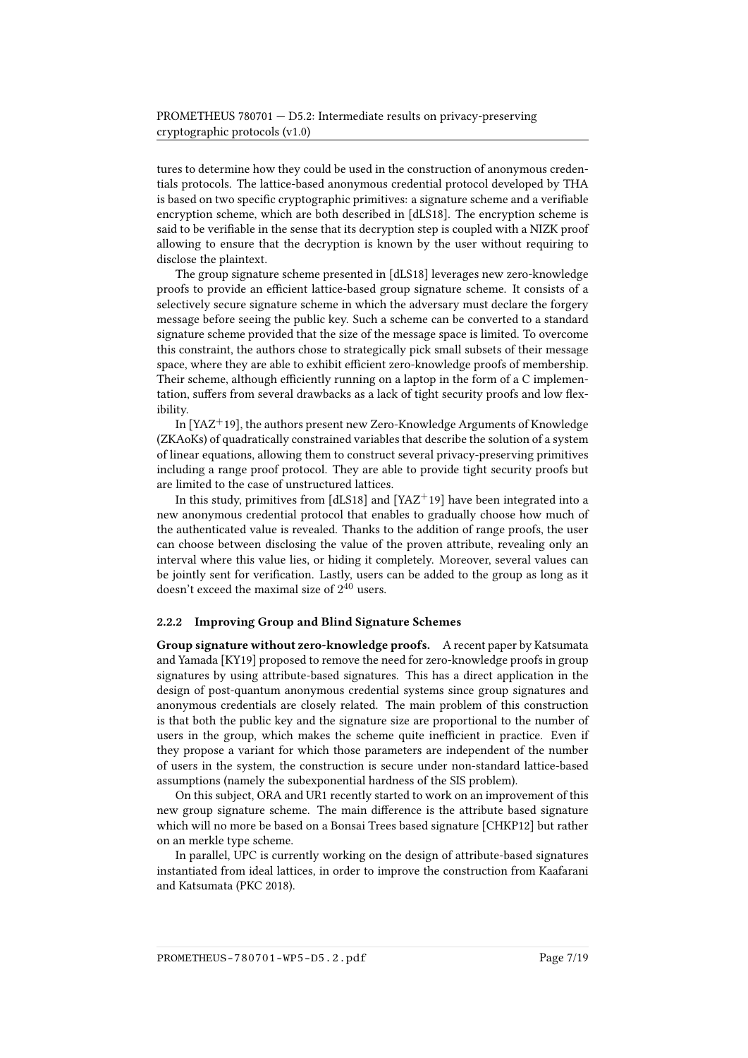tures to determine how they could be used in the construction of anonymous credentials protocols. The lattice-based anonymous credential protocol developed by THA is based on two specific cryptographic primitives: a signature scheme and a verifiable encryption scheme, which are both described in [dLS18]. The encryption scheme is said to be verifiable in the sense that its decryption step is coupled with a NIZK proof allowing to ensure that the decryption is known by the user without requiring to disclose the plaintext.

The group signature scheme presented in [dLS18] leverages new zero-knowledge proofs to provide an efficient lattice-based group signature scheme. It consists of a selectively secure signature scheme in which the adversary must declare the forgery message before seeing the public key. Such a scheme can be converted to a standard signature scheme provided that the size of the message space is limited. To overcome this constraint, the authors chose to strategically pick small subsets of their message space, where they are able to exhibit efficient zero-knowledge proofs of membership. Their scheme, although efficiently running on a laptop in the form of a C implementation, suffers from several drawbacks as a lack of tight security proofs and low flexibility.

In [YAZ$^+$19], the authors present new Zero-Knowledge Arguments of Knowledge (ZKAoKs) of quadratically constrained variables that describe the solution of a system of linear equations, allowing them to construct several privacy-preserving primitives including a range proof protocol. They are able to provide tight security proofs but are limited to the case of unstructured lattices.

In this study, primitives from [dLS18] and [YAZ$^+$19] have been integrated into a new anonymous credential protocol that enables to gradually choose how much of the authenticated value is revealed. Thanks to the addition of range proofs, the user can choose between disclosing the value of the proven attribute, revealing only an interval where this value lies, or hiding it completely. Moreover, several values can be jointly sent for verification. Lastly, users can be added to the group as long as it doesn't exceed the maximal size of $2^{40}$ users.

### 2.2.2 Improving Group and Blind Signature Schemes

**Group signature without zero-knowledge proofs.** A recent paper by Katsumata and Yamada [KY19] proposed to remove the need for zero-knowledge proofs in group signatures by using attribute-based signatures. This has a direct application in the design of post-quantum anonymous credential systems since group signatures and anonymous credentials are closely related. The main problem of this construction is that both the public key and the signature size are proportional to the number of users in the group, which makes the scheme quite inefficient in practice. Even if they propose a variant for which those parameters are independent of the number of users in the system, the construction is secure under non-standard lattice-based assumptions (namely the subexponential hardness of the SIS problem).

On this subject, ORA and UR1 recently started to work on an improvement of this new group signature scheme. The main difference is the attribute based signature which will no more be based on a Bonsai Trees based signature [CHKP12] but rather on an merkle type scheme.

In parallel, UPC is currently working on the design of attribute-based signatures instantiated from ideal lattices, in order to improve the construction from Kaafarani and Katsumata (PKC 2018).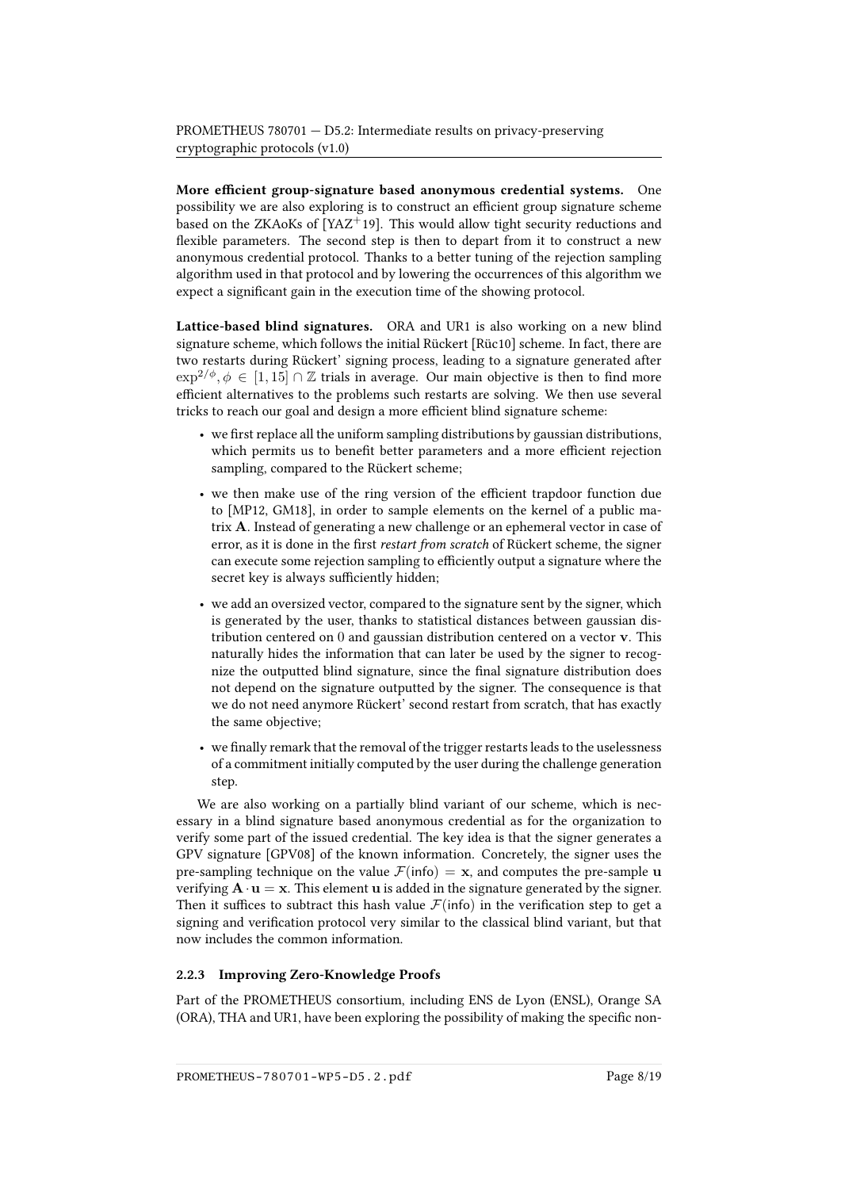**More efficient group-signature based anonymous credential systems.** One possibility we are also exploring is to construct an efficient group signature scheme based on the ZKAoKs of [YAZ+19]. This would allow tight security reductions and flexible parameters. The second step is then to depart from it to construct a new anonymous credential protocol. Thanks to a better tuning of the rejection sampling algorithm used in that protocol and by lowering the occurrences of this algorithm we expect a significant gain in the execution time of the showing protocol.

**Lattice-based blind signatures.** ORA and UR1 is also working on a new blind signature scheme, which follows the initial Rückert [Rüc10] scheme. In fact, there are two restarts during Rückert' signing process, leading to a signature generated after $\exp^{2/\phi}, \phi \in [1, 15] \cap \mathbb{Z}$ trials in average. Our main objective is then to find more efficient alternatives to the problems such restarts are solving. We then use several tricks to reach our goal and design a more efficient blind signature scheme:

- we first replace all the uniform sampling distributions by gaussian distributions, which permits us to benefit better parameters and a more efficient rejection sampling, compared to the Rückert scheme;
- we then make use of the ring version of the efficient trapdoor function due to [MP12, GM18], in order to sample elements on the kernel of a public matrix $\mathbf{A}$. Instead of generating a new challenge or an ephemeral vector in case of error, as it is done in the first *restart from scratch* of Rückert scheme, the signer can execute some rejection sampling to efficiently output a signature where the secret key is always sufficiently hidden;
- we add an oversized vector, compared to the signature sent by the signer, which is generated by the user, thanks to statistical distances between gaussian distribution centered on 0 and gaussian distribution centered on a vector $\mathbf{v}$. This naturally hides the information that can later be used by the signer to recognize the outputted blind signature, since the final signature distribution does not depend on the signature outputted by the signer. The consequence is that we do not need anymore Rückert' second restart from scratch, that has exactly the same objective;
- we finally remark that the removal of the trigger restarts leads to the uselessness of a commitment initially computed by the user during the challenge generation step.

We are also working on a partially blind variant of our scheme, which is necessary in a blind signature based anonymous credential as for the organization to verify some part of the issued credential. The key idea is that the signer generates a GPV signature [GPV08] of the known information. Concretely, the signer uses the pre-sampling technique on the value $\mathcal{F}(\mathsf{info}) = \mathbf{x}$, and computes the pre-sample $\mathbf{u}$ verifying $\mathbf{A} \cdot \mathbf{u} = \mathbf{x}$. This element $\mathbf{u}$ is added in the signature generated by the signer. Then it suffices to subtract this hash value $\mathcal{F}(\mathsf{info})$ in the verification step to get a signing and verification protocol very similar to the classical blind variant, but that now includes the common information.

### 2.2.3 Improving Zero-Knowledge Proofs

Part of the PROMETHEUS consortium, including ENS de Lyon (ENSL), Orange SA (ORA), THA and UR1, have been exploring the possibility of making the specific non-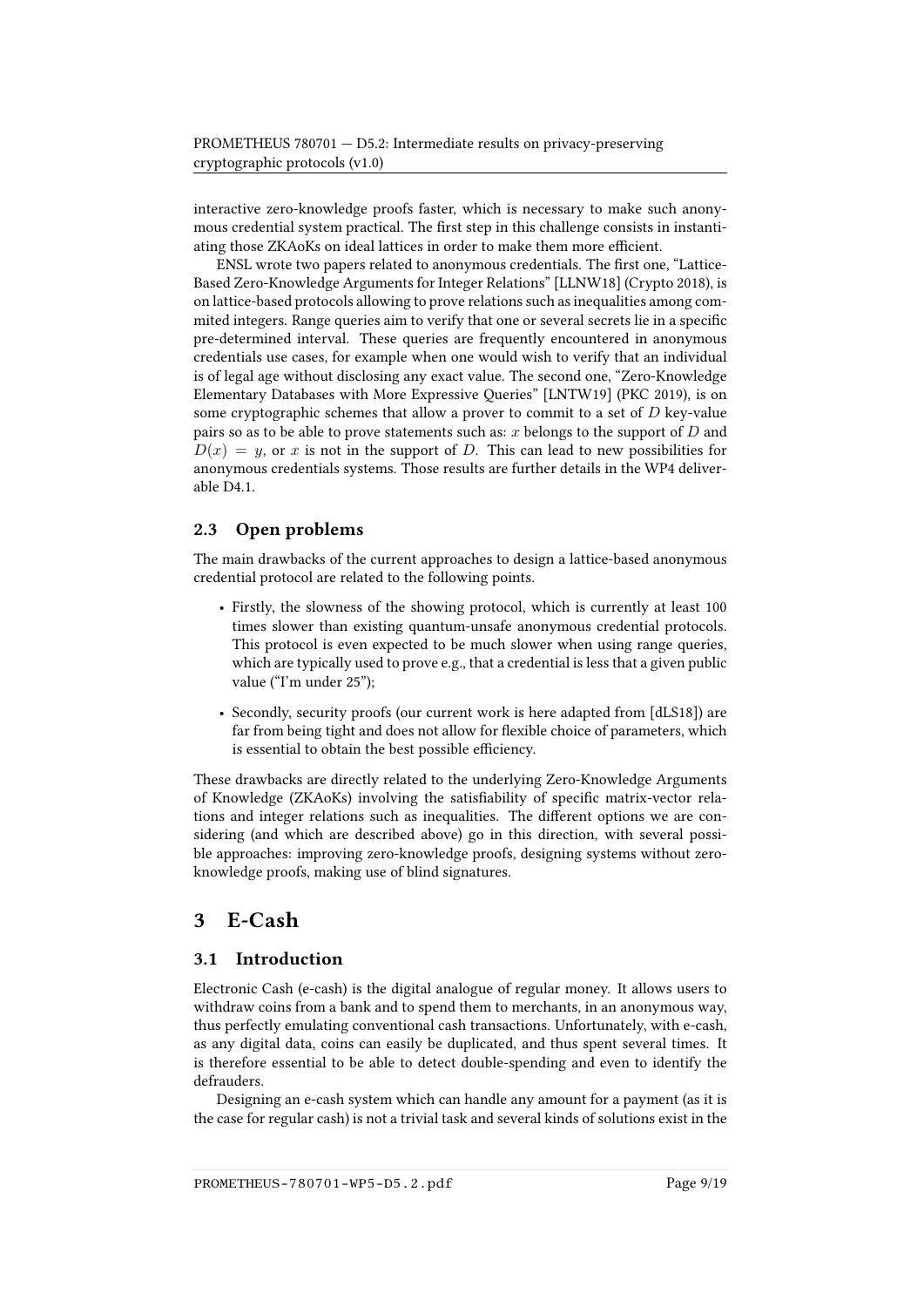interactive zero-knowledge proofs faster, which is necessary to make such anonymous credential system practical. The first step in this challenge consists in instantiating those ZKAoKs on ideal lattices in order to make them more efficient.

ENSL wrote two papers related to anonymous credentials. The first one, "Lattice-Based Zero-Knowledge Arguments for Integer Relations" [LLNW18] (Crypto 2018), is on lattice-based protocols allowing to prove relations such as inequalities among commited integers. Range queries aim to verify that one or several secrets lie in a specific pre-determined interval. These queries are frequently encountered in anonymous credentials use cases, for example when one would wish to verify that an individual is of legal age without disclosing any exact value. The second one, "Zero-Knowledge Elementary Databases with More Expressive Queries" [LNTW19] (PKC 2019), is on some cryptographic schemes that allow a prover to commit to a set of $D$ key-value pairs so as to be able to prove statements such as: $x$ belongs to the support of $D$ and $D(x) = y$, or $x$ is not in the support of $D$. This can lead to new possibilities for anonymous credentials systems. Those results are further details in the WP4 deliverable D4.1.

## 2.3 Open problems

The main drawbacks of the current approaches to design a lattice-based anonymous credential protocol are related to the following points.

- Firstly, the slowness of the showing protocol, which is currently at least 100 times slower than existing quantum-unsafe anonymous credential protocols. This protocol is even expected to be much slower when using range queries, which are typically used to prove e.g., that a credential is less that a given public value ("I'm under 25");
- Secondly, security proofs (our current work is here adapted from [dLS18]) are far from being tight and does not allow for flexible choice of parameters, which is essential to obtain the best possible efficiency.

These drawbacks are directly related to the underlying Zero-Knowledge Arguments of Knowledge (ZKAoKs) involving the satisfiability of specific matrix-vector relations and integer relations such as inequalities. The different options we are considering (and which are described above) go in this direction, with several possible approaches: improving zero-knowledge proofs, designing systems without zero-knowledge proofs, making use of blind signatures.

# 3 E-Cash

## 3.1 Introduction

Electronic Cash (e-cash) is the digital analogue of regular money. It allows users to withdraw coins from a bank and to spend them to merchants, in an anonymous way, thus perfectly emulating conventional cash transactions. Unfortunately, with e-cash, as any digital data, coins can easily be duplicated, and thus spent several times. It is therefore essential to be able to detect double-spending and even to identify the defrauders.

Designing an e-cash system which can handle any amount for a payment (as it is the case for regular cash) is not a trivial task and several kinds of solutions exist in the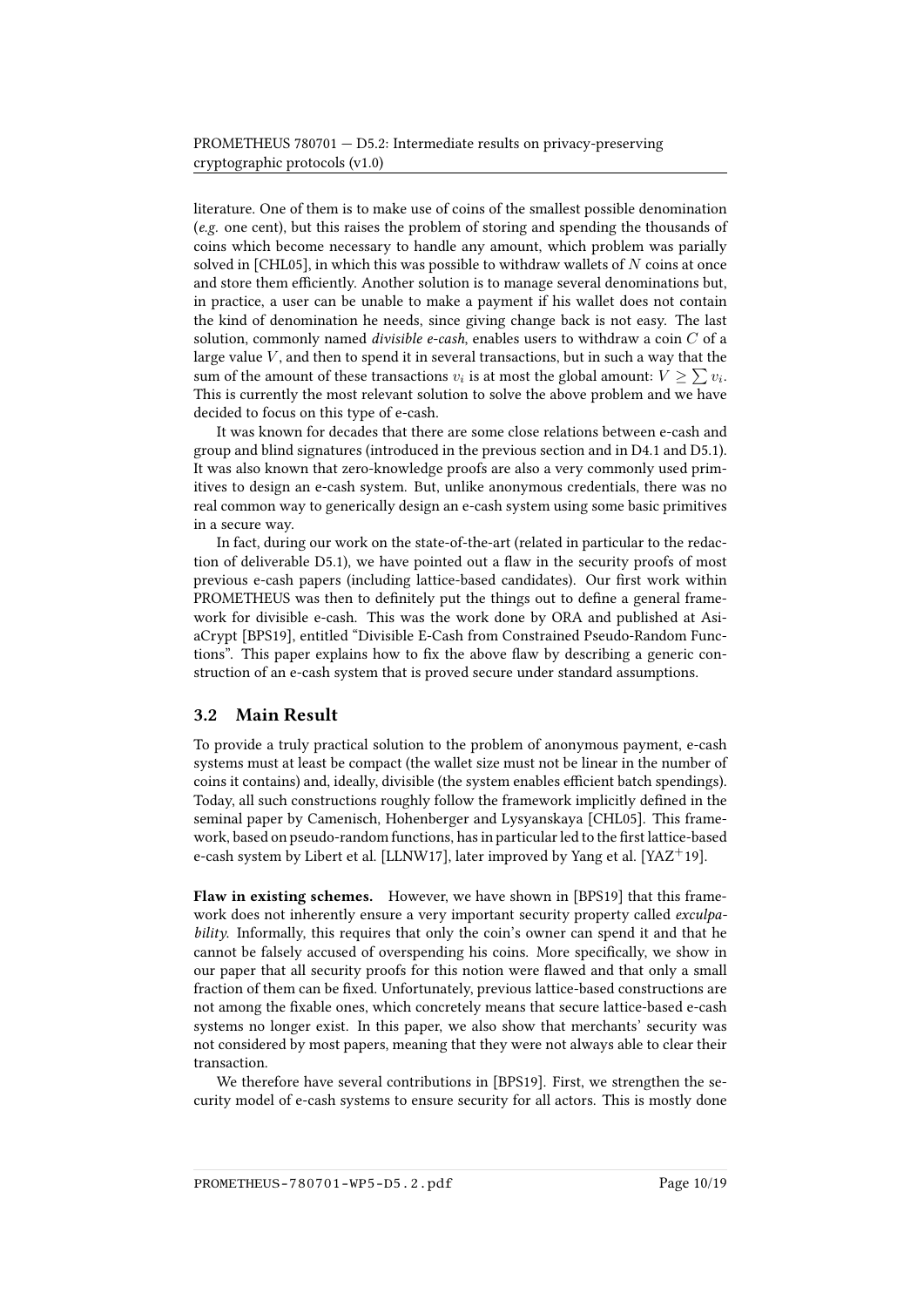literature. One of them is to make use of coins of the smallest possible denomination (*e.g.* one cent), but this raises the problem of storing and spending the thousands of coins which become necessary to handle any amount, which problem was parially solved in [CHL05], in which this was possible to withdraw wallets of $N$ coins at once and store them efficiently. Another solution is to manage several denominations but, in practice, a user can be unable to make a payment if his wallet does not contain the kind of denomination he needs, since giving change back is not easy. The last solution, commonly named *divisible e-cash*, enables users to withdraw a coin $C$ of a large value $V$, and then to spend it in several transactions, but in such a way that the sum of the amount of these transactions $v_i$ is at most the global amount: $V \geq \sum v_i$. This is currently the most relevant solution to solve the above problem and we have decided to focus on this type of e-cash.

It was known for decades that there are some close relations between e-cash and group and blind signatures (introduced in the previous section and in D4.1 and D5.1). It was also known that zero-knowledge proofs are also a very commonly used primitives to design an e-cash system. But, unlike anonymous credentials, there was no real common way to generically design an e-cash system using some basic primitives in a secure way.

In fact, during our work on the state-of-the-art (related in particular to the redaction of deliverable D5.1), we have pointed out a flaw in the security proofs of most previous e-cash papers (including lattice-based candidates). Our first work within PROMETHEUS was then to definitely put the things out to define a general framework for divisible e-cash. This was the work done by ORA and published at AsiaCrypt [BPS19], entitled “Divisible E-Cash from Constrained Pseudo-Random Functions”. This paper explains how to fix the above flaw by describing a generic construction of an e-cash system that is proved secure under standard assumptions.

## 3.2 Main Result

To provide a truly practical solution to the problem of anonymous payment, e-cash systems must at least be compact (the wallet size must not be linear in the number of coins it contains) and, ideally, divisible (the system enables efficient batch spendings). Today, all such constructions roughly follow the framework implicitly defined in the seminal paper by Camenisch, Hohenberger and Lysyanskaya [CHL05]. This framework, based on pseudo-random functions, has in particular led to the first lattice-based e-cash system by Libert et al. [LLNW17], later improved by Yang et al. [YAZ+19].

**Flaw in existing schemes.** However, we have shown in [BPS19] that this framework does not inherently ensure a very important security property called *exculpability*. Informally, this requires that only the coin's owner can spend it and that he cannot be falsely accused of overspending his coins. More specifically, we show in our paper that all security proofs for this notion were flawed and that only a small fraction of them can be fixed. Unfortunately, previous lattice-based constructions are not among the fixable ones, which concretely means that secure lattice-based e-cash systems no longer exist. In this paper, we also show that merchants' security was not considered by most papers, meaning that they were not always able to clear their transaction.

We therefore have several contributions in [BPS19]. First, we strengthen the security model of e-cash systems to ensure security for all actors. This is mostly done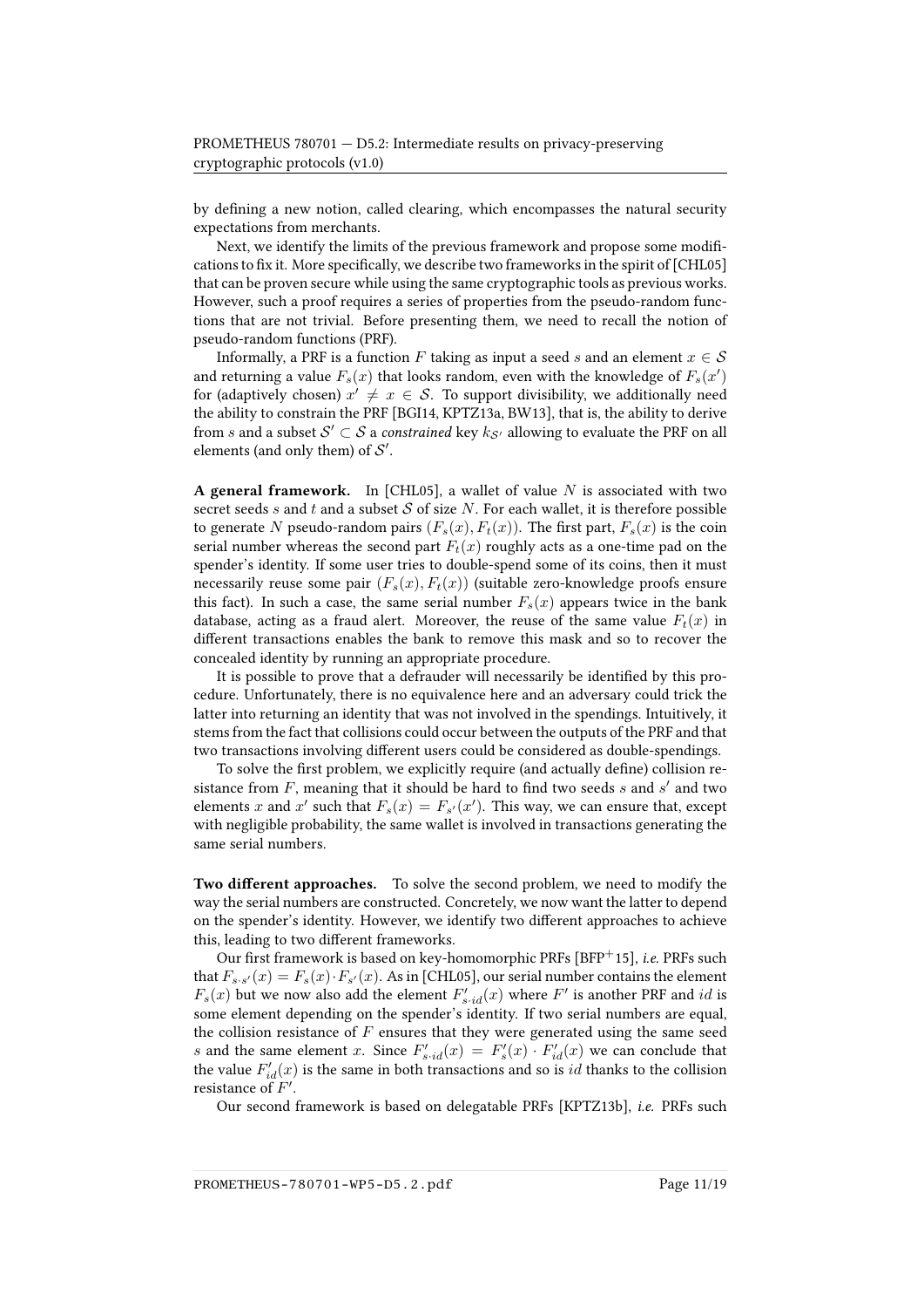by defining a new notion, called clearing, which encompasses the natural security expectations from merchants.

Next, we identify the limits of the previous framework and propose some modifications to fix it. More specifically, we describe two frameworks in the spirit of [CHL05] that can be proven secure while using the same cryptographic tools as previous works. However, such a proof requires a series of properties from the pseudo-random functions that are not trivial. Before presenting them, we need to recall the notion of pseudo-random functions (PRF).

Informally, a PRF is a function $F$ taking as input a seed $s$ and an element $x \in \mathcal{S}$ and returning a value $F_s(x)$ that looks random, even with the knowledge of $F_s(x')$ for (adaptively chosen) $x' \neq x \in \mathcal{S}$. To support divisibility, we additionally need the ability to constrain the PRF [BGI14, KPTZ13a, BW13], that is, the ability to derive from $s$ and a subset $\mathcal{S}' \subset \mathcal{S}$ a *constrained* key $k_{\mathcal{S}'}$ allowing to evaluate the PRF on all elements (and only them) of $\mathcal{S}'$.

**A general framework.** In [CHL05], a wallet of value $N$ is associated with two secret seeds $s$ and $t$ and a subset $\mathcal{S}$ of size $N$. For each wallet, it is therefore possible to generate $N$ pseudo-random pairs $(F_s(x), F_t(x))$. The first part, $F_s(x)$ is the coin serial number whereas the second part $F_t(x)$ roughly acts as a one-time pad on the spender's identity. If some user tries to double-spend some of its coins, then it must necessarily reuse some pair $(F_s(x), F_t(x))$ (suitable zero-knowledge proofs ensure this fact). In such a case, the same serial number $F_s(x)$ appears twice in the bank database, acting as a fraud alert. Moreover, the reuse of the same value $F_t(x)$ in different transactions enables the bank to remove this mask and so to recover the concealed identity by running an appropriate procedure.

It is possible to prove that a defrauder will necessarily be identified by this procedure. Unfortunately, there is no equivalence here and an adversary could trick the latter into returning an identity that was not involved in the spendings. Intuitively, it stems from the fact that collisions could occur between the outputs of the PRF and that two transactions involving different users could be considered as double-spendings.

To solve the first problem, we explicitly require (and actually define) collision resistance from $F$, meaning that it should be hard to find two seeds $s$ and $s'$ and two elements $x$ and $x'$ such that $F_s(x) = F_{s'}(x')$. This way, we can ensure that, except with negligible probability, the same wallet is involved in transactions generating the same serial numbers.

**Two different approaches.** To solve the second problem, we need to modify the way the serial numbers are constructed. Concretely, we now want the latter to depend on the spender's identity. However, we identify two different approaches to achieve this, leading to two different frameworks.

Our first framework is based on key-homomorphic PRFs [BFP+15], *i.e.* PRFs such that $F_{s \cdot s'}(x) = F_s(x) \cdot F_{s'}(x)$. As in [CHL05], our serial number contains the element $F_s(x)$ but we now also add the element $F'_{s \cdot id}(x)$ where $F'$ is another PRF and $id$ is some element depending on the spender's identity. If two serial numbers are equal, the collision resistance of $F$ ensures that they were generated using the same seed $s$ and the same element $x$. Since $F'_{s \cdot id}(x) = F'_s(x) \cdot F'_{id}(x)$ we can conclude that the value $F'_{id}(x)$ is the same in both transactions and so is $id$ thanks to the collision resistance of $F'$.

Our second framework is based on delegatable PRFs [KPTZ13b], *i.e.* PRFs such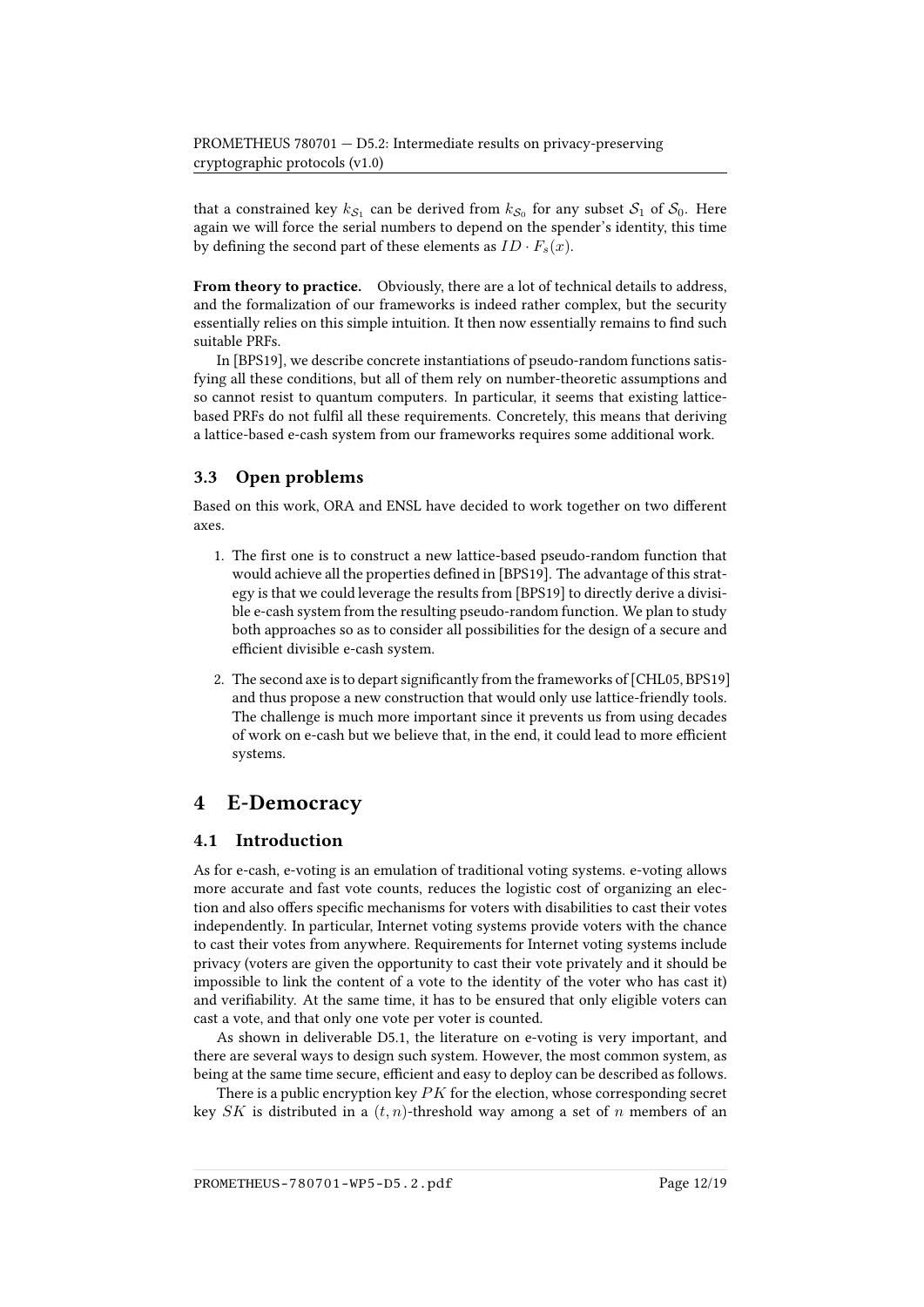that a constrained key $k_{\mathcal{S}_1}$ can be derived from $k_{\mathcal{S}_0}$ for any subset $\mathcal{S}_1$ of $\mathcal{S}_0$. Here again we will force the serial numbers to depend on the spender's identity, this time by defining the second part of these elements as $ID \cdot F_s(x)$.

**From theory to practice.** Obviously, there are a lot of technical details to address, and the formalization of our frameworks is indeed rather complex, but the security essentially relies on this simple intuition. It then now essentially remains to find such suitable PRFs.

In [BPS19], we describe concrete instantiations of pseudo-random functions satisfying all these conditions, but all of them rely on number-theoretic assumptions and so cannot resist to quantum computers. In particular, it seems that existing lattice-based PRFs do not fulfil all these requirements. Concretely, this means that deriving a lattice-based e-cash system from our frameworks requires some additional work.

### 3.3 Open problems

Based on this work, ORA and ENSL have decided to work together on two different axes.

1. The first one is to construct a new lattice-based pseudo-random function that would achieve all the properties defined in [BPS19]. The advantage of this strategy is that we could leverage the results from [BPS19] to directly derive a divisible e-cash system from the resulting pseudo-random function. We plan to study both approaches so as to consider all possibilities for the design of a secure and efficient divisible e-cash system.
2. The second axe is to depart significantly from the frameworks of [CHL05, BPS19] and thus propose a new construction that would only use lattice-friendly tools. The challenge is much more important since it prevents us from using decades of work on e-cash but we believe that, in the end, it could lead to more efficient systems.

## 4 E-Democracy

### 4.1 Introduction

As for e-cash, e-voting is an emulation of traditional voting systems. e-voting allows more accurate and fast vote counts, reduces the logistic cost of organizing an election and also offers specific mechanisms for voters with disabilities to cast their votes independently. In particular, Internet voting systems provide voters with the chance to cast their votes from anywhere. Requirements for Internet voting systems include privacy (voters are given the opportunity to cast their vote privately and it should be impossible to link the content of a vote to the identity of the voter who has cast it) and verifiability. At the same time, it has to be ensured that only eligible voters can cast a vote, and that only one vote per voter is counted.

As shown in deliverable D5.1, the literature on e-voting is very important, and there are several ways to design such system. However, the most common system, as being at the same time secure, efficient and easy to deploy can be described as follows.

There is a public encryption key $PK$ for the election, whose corresponding secret key $SK$ is distributed in a $(t, n)$-threshold way among a set of $n$ members of an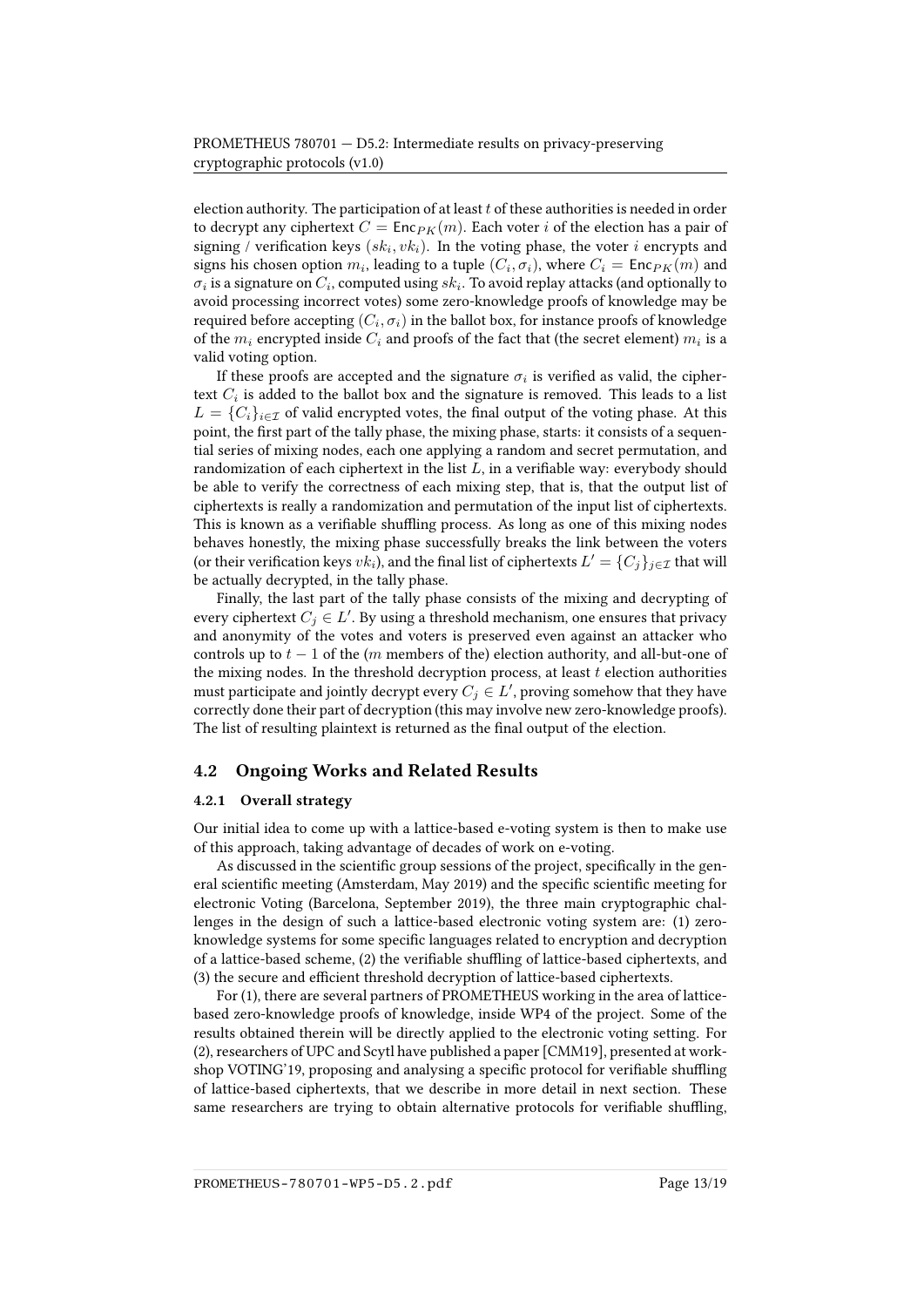election authority. The participation of at least $t$ of these authorities is needed in order to decrypt any ciphertext $C = \mathsf{Enc}_{PK}(m)$. Each voter $i$ of the election has a pair of signing / verification keys $(sk_i, vk_i)$. In the voting phase, the voter $i$ encrypts and signs his chosen option $m_i$, leading to a tuple $(C_i, \sigma_i)$, where $C_i = \mathsf{Enc}_{PK}(m)$ and $\sigma_i$ is a signature on $C_i$, computed using $sk_i$. To avoid replay attacks (and optionally to avoid processing incorrect votes) some zero-knowledge proofs of knowledge may be required before accepting $(C_i, \sigma_i)$ in the ballot box, for instance proofs of knowledge of the $m_i$ encrypted inside $C_i$ and proofs of the fact that (the secret element) $m_i$ is a valid voting option.

If these proofs are accepted and the signature $\sigma_i$ is verified as valid, the ciphertext $C_i$ is added to the ballot box and the signature is removed. This leads to a list $L = \{C_i\}_{i \in \mathcal{I}}$ of valid encrypted votes, the final output of the voting phase. At this point, the first part of the tally phase, the mixing phase, starts: it consists of a sequential series of mixing nodes, each one applying a random and secret permutation, and randomization of each ciphertext in the list $L$, in a verifiable way: everybody should be able to verify the correctness of each mixing step, that is, that the output list of ciphertexts is really a randomization and permutation of the input list of ciphertexts. This is known as a verifiable shuffling process. As long as one of this mixing nodes behaves honestly, the mixing phase successfully breaks the link between the voters (or their verification keys $vk_i$), and the final list of ciphertexts $L' = \{C_j\}_{j \in \mathcal{I}}$ that will be actually decrypted, in the tally phase.

Finally, the last part of the tally phase consists of the mixing and decrypting of every ciphertext $C_j \in L'$. By using a threshold mechanism, one ensures that privacy and anonymity of the votes and voters is preserved even against an attacker who controls up to $t - 1$ of the ($m$ members of the) election authority, and all-but-one of the mixing nodes. In the threshold decryption process, at least $t$ election authorities must participate and jointly decrypt every $C_j \in L'$, proving somehow that they have correctly done their part of decryption (this may involve new zero-knowledge proofs). The list of resulting plaintext is returned as the final output of the election.

## 4.2 Ongoing Works and Related Results

### 4.2.1 Overall strategy

Our initial idea to come up with a lattice-based e-voting system is then to make use of this approach, taking advantage of decades of work on e-voting.

As discussed in the scientific group sessions of the project, specifically in the general scientific meeting (Amsterdam, May 2019) and the specific scientific meeting for electronic Voting (Barcelona, September 2019), the three main cryptographic challenges in the design of such a lattice-based electronic voting system are: (1) zero-knowledge systems for some specific languages related to encryption and decryption of a lattice-based scheme, (2) the verifiable shuffling of lattice-based ciphertexts, and (3) the secure and efficient threshold decryption of lattice-based ciphertexts.

For (1), there are several partners of PROMETHEUS working in the area of lattice-based zero-knowledge proofs of knowledge, inside WP4 of the project. Some of the results obtained therein will be directly applied to the electronic voting setting. For (2), researchers of UPC and Scytl have published a paper [CMM19], presented at workshop VOTING'19, proposing and analysing a specific protocol for verifiable shuffling of lattice-based ciphertexts, that we describe in more detail in next section. These same researchers are trying to obtain alternative protocols for verifiable shuffling,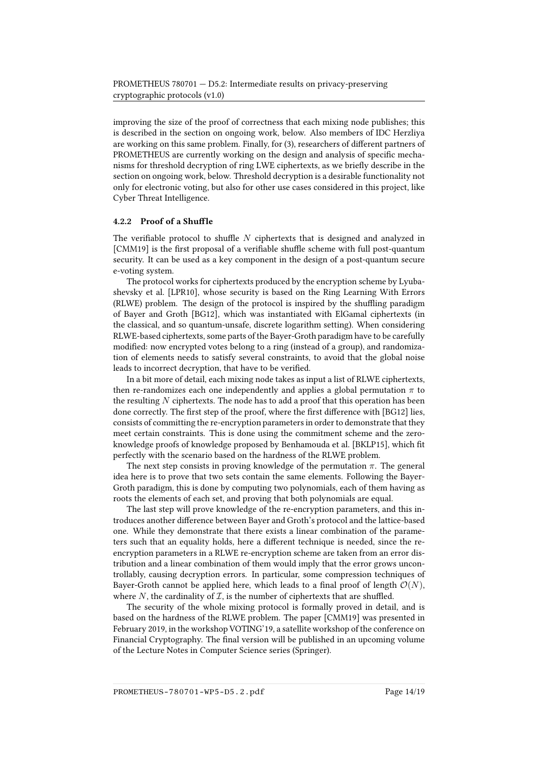improving the size of the proof of correctness that each mixing node publishes; this is described in the section on ongoing work, below. Also members of IDC Herzliya are working on this same problem. Finally, for (3), researchers of different partners of PROMETHEUS are currently working on the design and analysis of specific mechanisms for threshold decryption of ring LWE ciphertexts, as we briefly describe in the section on ongoing work, below. Threshold decryption is a desirable functionality not only for electronic voting, but also for other use cases considered in this project, like Cyber Threat Intelligence.

### 4.2.2 Proof of a Shuffle

The verifiable protocol to shuffle $N$ ciphertexts that is designed and analyzed in [CMM19] is the first proposal of a verifiable shuffle scheme with full post-quantum security. It can be used as a key component in the design of a post-quantum secure e-voting system.

The protocol works for ciphertexts produced by the encryption scheme by Lyubashevsky et al. [LPR10], whose security is based on the Ring Learning With Errors (RLWE) problem. The design of the protocol is inspired by the shuffling paradigm of Bayer and Groth [BG12], which was instantiated with ElGamal ciphertexts (in the classical, and so quantum-unsafe, discrete logarithm setting). When considering RLWE-based ciphertexts, some parts of the Bayer-Groth paradigm have to be carefully modified: now encrypted votes belong to a ring (instead of a group), and randomization of elements needs to satisfy several constraints, to avoid that the global noise leads to incorrect decryption, that have to be verified.

In a bit more of detail, each mixing node takes as input a list of RLWE ciphertexts, then re-randomizes each one independently and applies a global permutation $\pi$ to the resulting $N$ ciphertexts. The node has to add a proof that this operation has been done correctly. The first step of the proof, where the first difference with [BG12] lies, consists of committing the re-encryption parameters in order to demonstrate that they meet certain constraints. This is done using the commitment scheme and the zero-knowledge proofs of knowledge proposed by Benhamouda et al. [BKLP15], which fit perfectly with the scenario based on the hardness of the RLWE problem.

The next step consists in proving knowledge of the permutation $\pi$. The general idea here is to prove that two sets contain the same elements. Following the Bayer-Groth paradigm, this is done by computing two polynomials, each of them having as roots the elements of each set, and proving that both polynomials are equal.

The last step will prove knowledge of the re-encryption parameters, and this introduces another difference between Bayer and Groth's protocol and the lattice-based one. While they demonstrate that there exists a linear combination of the parameters such that an equality holds, here a different technique is needed, since the re-encryption parameters in a RLWE re-encryption scheme are taken from an error distribution and a linear combination of them would imply that the error grows uncontrollably, causing decryption errors. In particular, some compression techniques of Bayer-Groth cannot be applied here, which leads to a final proof of length $\mathcal{O}(N)$, where $N$, the cardinality of $\mathcal{I}$, is the number of ciphertexts that are shuffled.

The security of the whole mixing protocol is formally proved in detail, and is based on the hardness of the RLWE problem. The paper [CMM19] was presented in February 2019, in the workshop VOTING'19, a satellite workshop of the conference on Financial Cryptography. The final version will be published in an upcoming volume of the Lecture Notes in Computer Science series (Springer).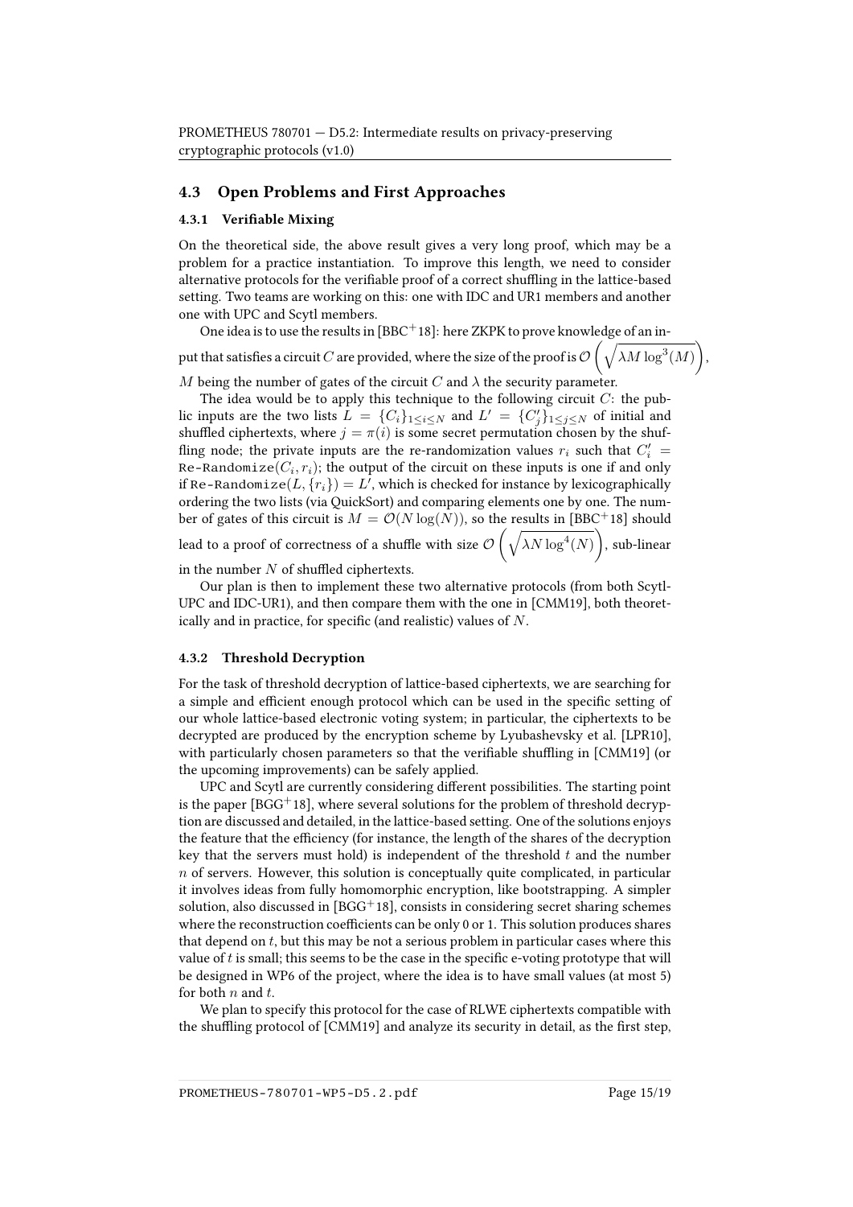## 4.3 Open Problems and First Approaches

### 4.3.1 Verifiable Mixing

On the theoretical side, the above result gives a very long proof, which may be a problem for a practice instantiation. To improve this length, we need to consider alternative protocols for the verifiable proof of a correct shuffling in the lattice-based setting. Two teams are working on this: one with IDC and UR1 members and another one with UPC and Scytl members.

One idea is to use the results in [BBC+18]: here ZKPK to prove knowledge of an input that satisfies a circuit $C$ are provided, where the size of the proof is $\mathcal{O}\left(\sqrt{\lambda M \log^3(M)}\right)$, $M$ being the number of gates of the circuit $C$ and $\lambda$ the security parameter.

The idea would be to apply this technique to the following circuit $C$: the public inputs are the two lists $L = \{C_i\}_{1 \leq i \leq N}$ and $L' = \{C'_j\}_{1 \leq j \leq N}$ of initial and shuffled ciphertexts, where $j = \pi(i)$ is some secret permutation chosen by the shuffling node; the private inputs are the re-randomization values $r_i$ such that $C'_i = \texttt{Re-Randomize}(C_i, r_i)$; the output of the circuit on these inputs is one if and only if $\texttt{Re-Randomize}(L, \{r_i\}) = L'$, which is checked for instance by lexicographically ordering the two lists (via QuickSort) and comparing elements one by one. The number of gates of this circuit is $M = \mathcal{O}(N \log(N))$, so the results in [BBC+18] should lead to a proof of correctness of a shuffle with size $\mathcal{O}\left(\sqrt{\lambda N \log^4(N)}\right)$, sub-linear in the number $N$ of shuffled ciphertexts.

Our plan is then to implement these two alternative protocols (from both Scytl-UPC and IDC-UR1), and then compare them with the one in [CMM19], both theoretically and in practice, for specific (and realistic) values of $N$.

### 4.3.2 Threshold Decryption

For the task of threshold decryption of lattice-based ciphertexts, we are searching for a simple and efficient enough protocol which can be used in the specific setting of our whole lattice-based electronic voting system; in particular, the ciphertexts to be decrypted are produced by the encryption scheme by Lyubashevsky et al. [LPR10], with particularly chosen parameters so that the verifiable shuffling in [CMM19] (or the upcoming improvements) can be safely applied.

UPC and Scytl are currently considering different possibilities. The starting point is the paper [BGG+18], where several solutions for the problem of threshold decryption are discussed and detailed, in the lattice-based setting. One of the solutions enjoys the feature that the efficiency (for instance, the length of the shares of the decryption key that the servers must hold) is independent of the threshold $t$ and the number $n$ of servers. However, this solution is conceptually quite complicated, in particular it involves ideas from fully homomorphic encryption, like bootstrapping. A simpler solution, also discussed in [BGG+18], consists in considering secret sharing schemes where the reconstruction coefficients can be only 0 or 1. This solution produces shares that depend on $t$, but this may be not a serious problem in particular cases where this value of $t$ is small; this seems to be the case in the specific e-voting prototype that will be designed in WP6 of the project, where the idea is to have small values (at most 5) for both $n$ and $t$.

We plan to specify this protocol for the case of RLWE ciphertexts compatible with the shuffling protocol of [CMM19] and analyze its security in detail, as the first step,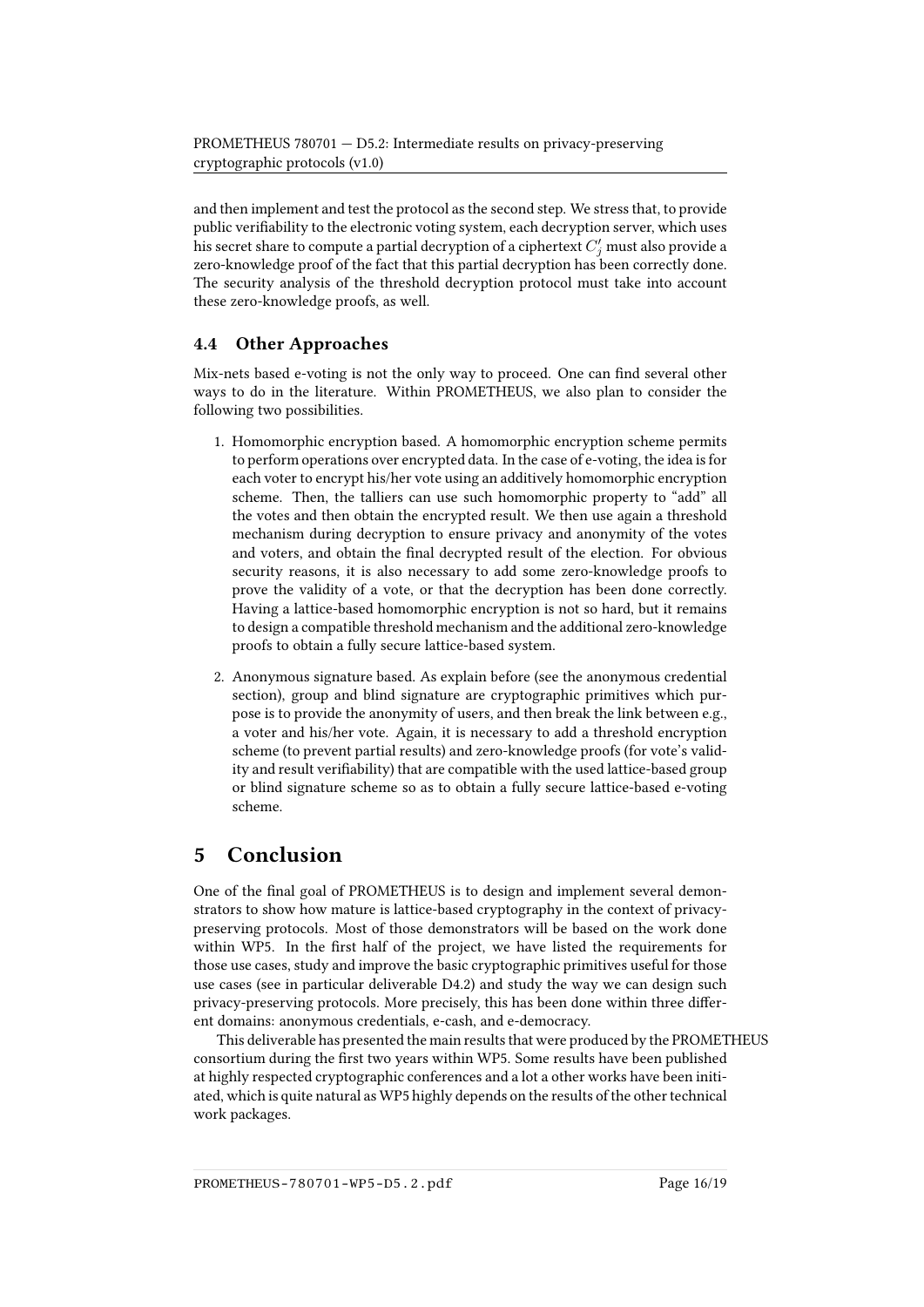and then implement and test the protocol as the second step. We stress that, to provide public verifiability to the electronic voting system, each decryption server, which uses his secret share to compute a partial decryption of a ciphertext $C'_j$ must also provide a zero-knowledge proof of the fact that this partial decryption has been correctly done. The security analysis of the threshold decryption protocol must take into account these zero-knowledge proofs, as well.

### 4.4 Other Approaches

Mix-nets based e-voting is not the only way to proceed. One can find several other ways to do in the literature. Within PROMETHEUS, we also plan to consider the following two possibilities.

1. Homomorphic encryption based. A homomorphic encryption scheme permits to perform operations over encrypted data. In the case of e-voting, the idea is for each voter to encrypt his/her vote using an additively homomorphic encryption scheme. Then, the talliers can use such homomorphic property to "add" all the votes and then obtain the encrypted result. We then use again a threshold mechanism during decryption to ensure privacy and anonymity of the votes and voters, and obtain the final decrypted result of the election. For obvious security reasons, it is also necessary to add some zero-knowledge proofs to prove the validity of a vote, or that the decryption has been done correctly. Having a lattice-based homomorphic encryption is not so hard, but it remains to design a compatible threshold mechanism and the additional zero-knowledge proofs to obtain a fully secure lattice-based system.

2. Anonymous signature based. As explain before (see the anonymous credential section), group and blind signature are cryptographic primitives which purpose is to provide the anonymity of users, and then break the link between e.g., a voter and his/her vote. Again, it is necessary to add a threshold encryption scheme (to prevent partial results) and zero-knowledge proofs (for vote's validity and result verifiability) that are compatible with the used lattice-based group or blind signature scheme so as to obtain a fully secure lattice-based e-voting scheme.

## 5 Conclusion

One of the final goal of PROMETHEUS is to design and implement several demonstrators to show how mature is lattice-based cryptography in the context of privacy-preserving protocols. Most of those demonstrators will be based on the work done within WP5. In the first half of the project, we have listed the requirements for those use cases, study and improve the basic cryptographic primitives useful for those use cases (see in particular deliverable D4.2) and study the way we can design such privacy-preserving protocols. More precisely, this has been done within three different domains: anonymous credentials, e-cash, and e-democracy.

This deliverable has presented the main results that were produced by the PROMETHEUS consortium during the first two years within WP5. Some results have been published at highly respected cryptographic conferences and a lot a other works have been initiated, which is quite natural as WP5 highly depends on the results of the other technical work packages.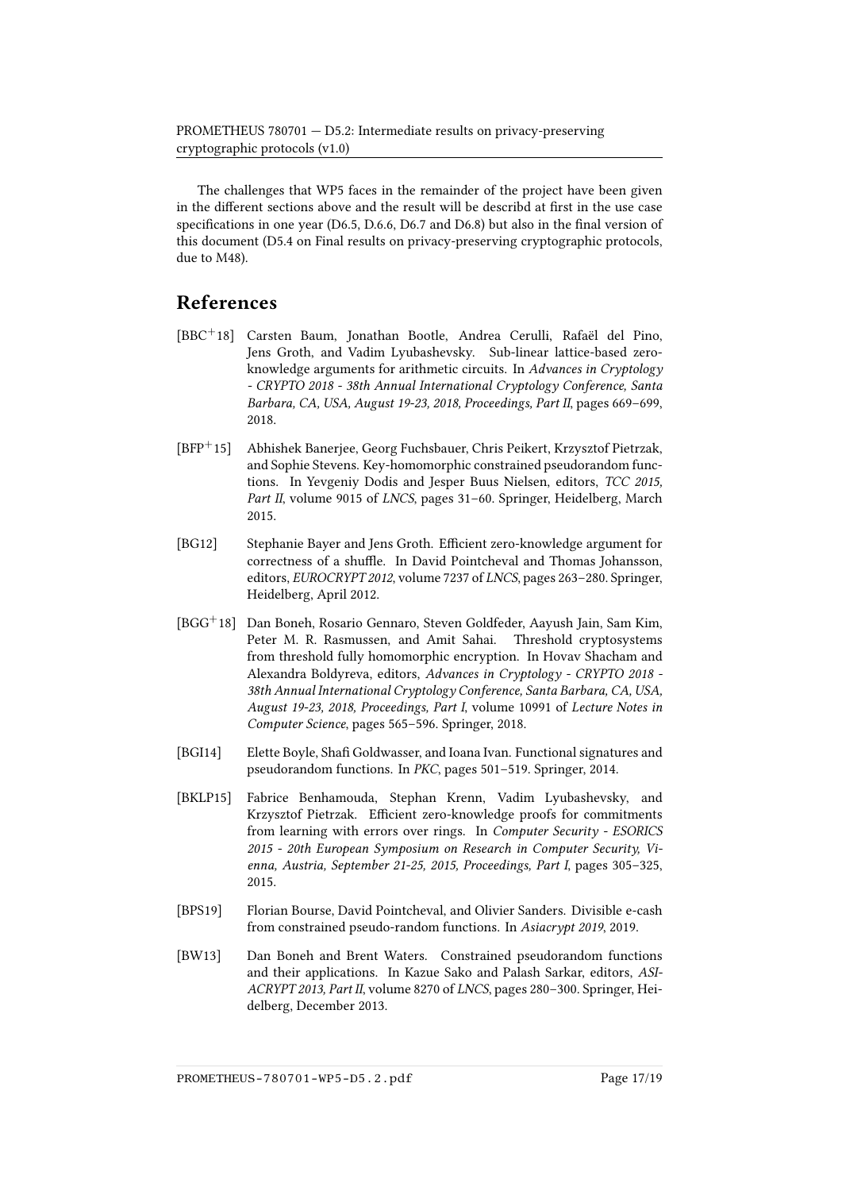The challenges that WP5 faces in the remainder of the project have been given in the different sections above and the result will be describd at first in the use case specifications in one year (D6.5, D.6.6, D6.7 and D6.8) but also in the final version of this document (D5.4 on Final results on privacy-preserving cryptographic protocols, due to M48).

# References

[BBC+18] Carsten Baum, Jonathan Bootle, Andrea Cerulli, Rafaël del Pino, Jens Groth, and Vadim Lyubashevsky. Sub-linear lattice-based zero-knowledge arguments for arithmetic circuits. In *Advances in Cryptology - CRYPTO 2018 - 38th Annual International Cryptology Conference, Santa Barbara, CA, USA, August 19-23, 2018, Proceedings, Part II*, pages 669–699, 2018.

[BFP+15] Abhishek Banerjee, Georg Fuchsbauer, Chris Peikert, Krzysztof Pietrzak, and Sophie Stevens. Key-homomorphic constrained pseudorandom functions. In Yevgeniy Dodis and Jesper Buus Nielsen, editors, *TCC 2015, Part II*, volume 9015 of *LNCS*, pages 31–60. Springer, Heidelberg, March 2015.

[BG12] Stephanie Bayer and Jens Groth. Efficient zero-knowledge argument for correctness of a shuffle. In David Pointcheval and Thomas Johansson, editors, *EUROCRYPT 2012*, volume 7237 of *LNCS*, pages 263–280. Springer, Heidelberg, April 2012.

[BGG+18] Dan Boneh, Rosario Gennaro, Steven Goldfeder, Aayush Jain, Sam Kim, Peter M. R. Rasmussen, and Amit Sahai. Threshold cryptosystems from threshold fully homomorphic encryption. In Hovav Shacham and Alexandra Boldyreva, editors, *Advances in Cryptology - CRYPTO 2018 - 38th Annual International Cryptology Conference, Santa Barbara, CA, USA, August 19-23, 2018, Proceedings, Part I*, volume 10991 of *Lecture Notes in Computer Science*, pages 565–596. Springer, 2018.

[BGI14] Elette Boyle, Shafi Goldwasser, and Ioana Ivan. Functional signatures and pseudorandom functions. In *PKC*, pages 501–519. Springer, 2014.

[BKLP15] Fabrice Benhamouda, Stephan Krenn, Vadim Lyubashevsky, and Krzysztof Pietrzak. Efficient zero-knowledge proofs for commitments from learning with errors over rings. In *Computer Security - ESORICS 2015 - 20th European Symposium on Research in Computer Security, Vienna, Austria, September 21-25, 2015, Proceedings, Part I*, pages 305–325, 2015.

[BPS19] Florian Bourse, David Pointcheval, and Olivier Sanders. Divisible e-cash from constrained pseudo-random functions. In *Asiacrypt 2019*, 2019.

[BW13] Dan Boneh and Brent Waters. Constrained pseudorandom functions and their applications. In Kazue Sako and Palash Sarkar, editors, *ASIACRYPT 2013, Part II*, volume 8270 of *LNCS*, pages 280–300. Springer, Heidelberg, December 2013.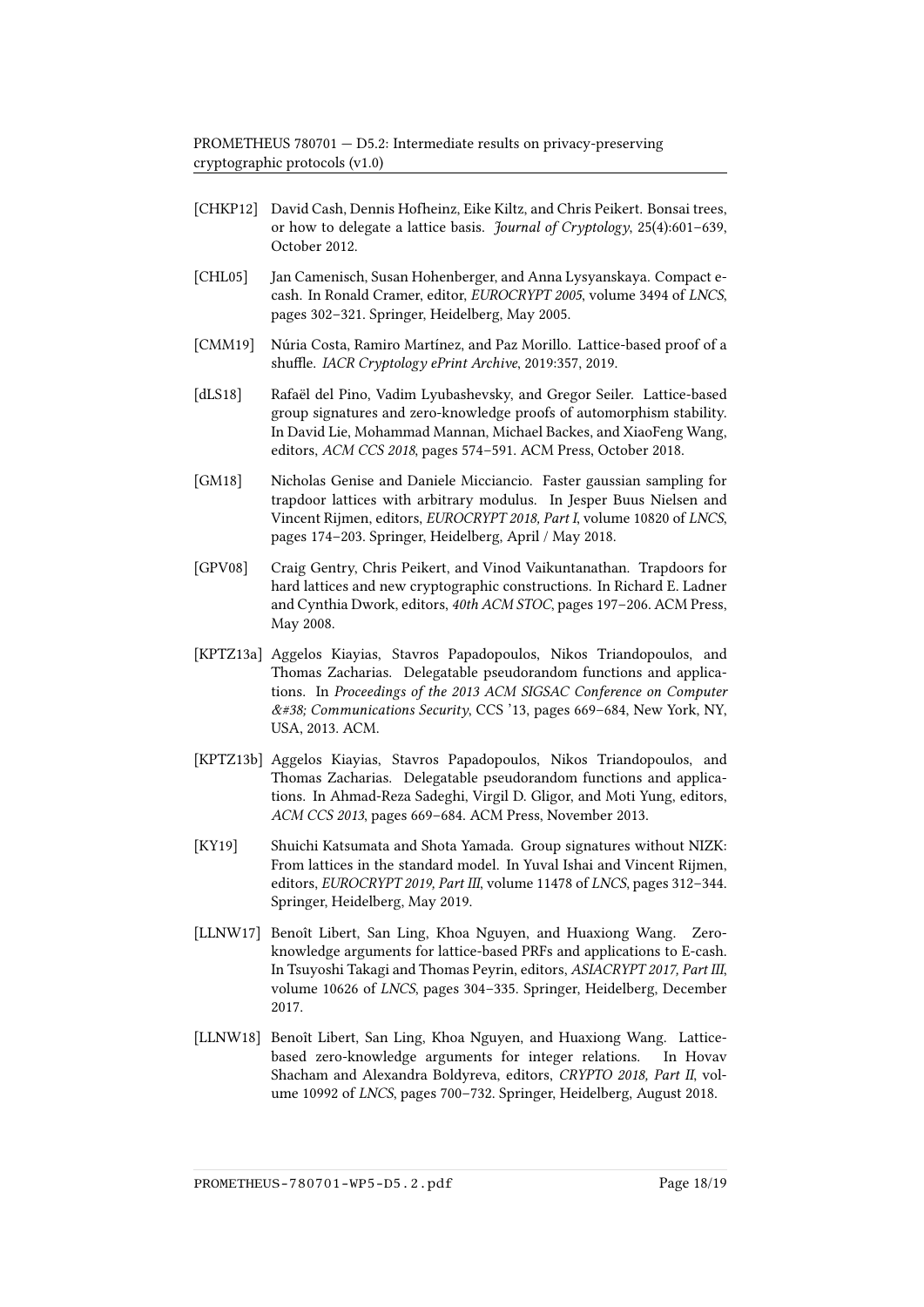[CHKP12] David Cash, Dennis Hofheinz, Eike Kiltz, and Chris Peikert. Bonsai trees, or how to delegate a lattice basis. *Journal of Cryptology*, 25(4):601–639, October 2012.

[CHL05] Jan Camenisch, Susan Hohenberger, and Anna Lysyanskaya. Compact e-cash. In Ronald Cramer, editor, *EUROCRYPT 2005*, volume 3494 of *LNCS*, pages 302–321. Springer, Heidelberg, May 2005.

[CMM19] Núria Costa, Ramiro Martínez, and Paz Morillo. Lattice-based proof of a shuffle. *IACR Cryptology ePrint Archive*, 2019:357, 2019.

[dLS18] Rafaël del Pino, Vadim Lyubashevsky, and Gregor Seiler. Lattice-based group signatures and zero-knowledge proofs of automorphism stability. In David Lie, Mohammad Mannan, Michael Backes, and XiaoFeng Wang, editors, *ACM CCS 2018*, pages 574–591. ACM Press, October 2018.

[GM18] Nicholas Genise and Daniele Micciancio. Faster gaussian sampling for trapdoor lattices with arbitrary modulus. In Jesper Buus Nielsen and Vincent Rijmen, editors, *EUROCRYPT 2018, Part I*, volume 10820 of *LNCS*, pages 174–203. Springer, Heidelberg, April / May 2018.

[GPV08] Craig Gentry, Chris Peikert, and Vinod Vaikuntanathan. Trapdoors for hard lattices and new cryptographic constructions. In Richard E. Ladner and Cynthia Dwork, editors, *40th ACM STOC*, pages 197–206. ACM Press, May 2008.

[KPTZ13a] Aggelos Kiayias, Stavros Papadopoulos, Nikos Triandopoulos, and Thomas Zacharias. Delegatable pseudorandom functions and applications. In *Proceedings of the 2013 ACM SIGSAC Conference on Computer &#38; Communications Security*, CCS '13, pages 669–684, New York, NY, USA, 2013. ACM.

[KPTZ13b] Aggelos Kiayias, Stavros Papadopoulos, Nikos Triandopoulos, and Thomas Zacharias. Delegatable pseudorandom functions and applications. In Ahmad-Reza Sadeghi, Virgil D. Gligor, and Moti Yung, editors, *ACM CCS 2013*, pages 669–684. ACM Press, November 2013.

[KY19] Shuichi Katsumata and Shota Yamada. Group signatures without NIZK: From lattices in the standard model. In Yuval Ishai and Vincent Rijmen, editors, *EUROCRYPT 2019, Part III*, volume 11478 of *LNCS*, pages 312–344. Springer, Heidelberg, May 2019.

[LLNW17] Benoît Libert, San Ling, Khoa Nguyen, and Huaxiong Wang. Zero-knowledge arguments for lattice-based PRFs and applications to E-cash. In Tsuyoshi Takagi and Thomas Peyrin, editors, *ASIACRYPT 2017, Part III*, volume 10626 of *LNCS*, pages 304–335. Springer, Heidelberg, December 2017.

[LLNW18] Benoît Libert, San Ling, Khoa Nguyen, and Huaxiong Wang. Lattice-based zero-knowledge arguments for integer relations. In Hovav Shacham and Alexandra Boldyreva, editors, *CRYPTO 2018, Part II*, volume 10992 of *LNCS*, pages 700–732. Springer, Heidelberg, August 2018.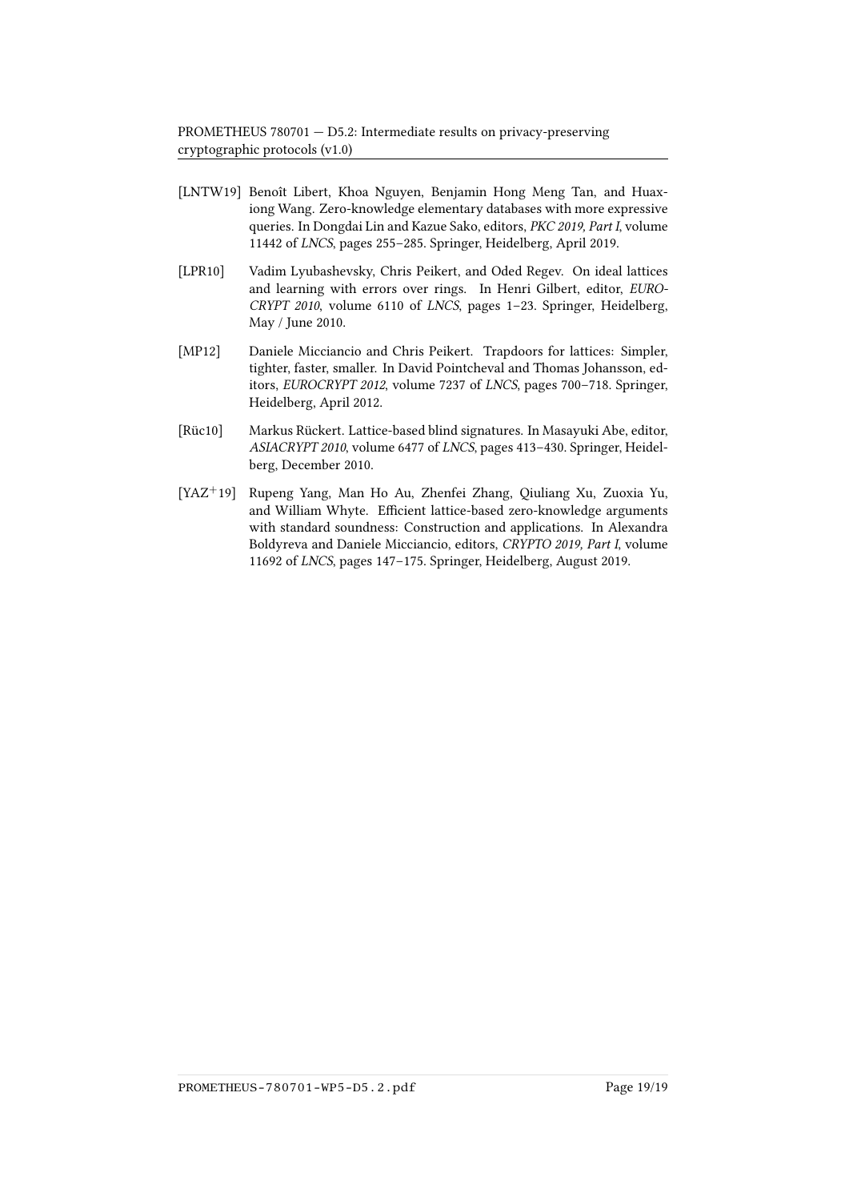[LNTW19] Benoît Libert, Khoa Nguyen, Benjamin Hong Meng Tan, and Huaxiong Wang. Zero-knowledge elementary databases with more expressive queries. In Dongdai Lin and Kazue Sako, editors, *PKC 2019, Part I*, volume 11442 of *LNCS*, pages 255–285. Springer, Heidelberg, April 2019.

[LPR10] Vadim Lyubashevsky, Chris Peikert, and Oded Regev. On ideal lattices and learning with errors over rings. In Henri Gilbert, editor, *EUROCRYPT 2010*, volume 6110 of *LNCS*, pages 1–23. Springer, Heidelberg, May / June 2010.

[MP12] Daniele Micciancio and Chris Peikert. Trapdoors for lattices: Simpler, tighter, faster, smaller. In David Pointcheval and Thomas Johansson, editors, *EUROCRYPT 2012*, volume 7237 of *LNCS*, pages 700–718. Springer, Heidelberg, April 2012.

[Rüc10] Markus Rückert. Lattice-based blind signatures. In Masayuki Abe, editor, *ASIACRYPT 2010*, volume 6477 of *LNCS*, pages 413–430. Springer, Heidelberg, December 2010.

[YAZ+19] Rupeng Yang, Man Ho Au, Zhenfei Zhang, Qiuliang Xu, Zuoxia Yu, and William Whyte. Efficient lattice-based zero-knowledge arguments with standard soundness: Construction and applications. In Alexandra Boldyreva and Daniele Micciancio, editors, *CRYPTO 2019, Part I*, volume 11692 of *LNCS*, pages 147–175. Springer, Heidelberg, August 2019.